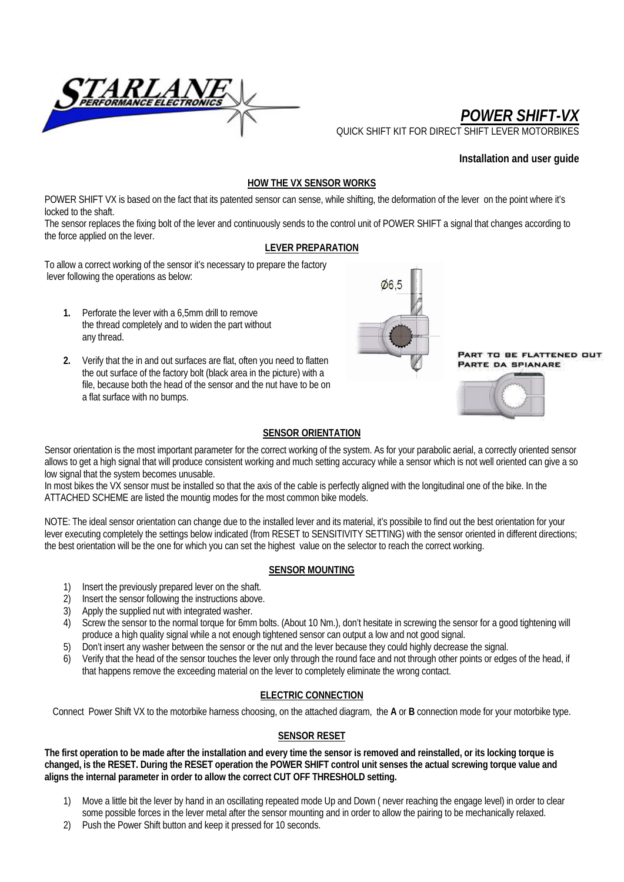# POWER SHIFT-VX

QUICK SHIFT KIT FOR DIRECT SHIFT LEVER MOTORBIKES

**Installation and user guide**

## HOW THE VX SENSOR WORKS

POWER SHIFT VX is based on the fact that its patented sensor can sense, while shifting, the deformation of the lever on the point where it's locked to the shaft.

The sensor replaces the fixing bolt of the lever and continuously sends to the control unit of POWER SHIFT a signal that changes according to the force applied on the lever.

## LEVER PREPARATION

To allow a correct working of the sensor it's necessary to prepare the factory lever following the operations as below:

1. Perforate the lever with a 6,5mm drill to remove the thread completely and to widen the part without any thread.
2. Verify that the in and out surfaces are flat, often you need to flatten the out surface of the factory bolt (black area in the picture) with a file, because both the head of the sensor and the nut have to be on a flat surface with no bumps.

Ø6,5

PART TO BE FLATTENED OUT
PARTE DA SPIANARE

## SENSOR ORIENTATION

Sensor orientation is the most important parameter for the correct working of the system. As for your parabolic aerial, a correctly oriented sensor allows to get a high signal that will produce consistent working and much setting accuracy while a sensor which is not well oriented can give a so low signal that the system becomes unusable.

In most bikes the VX sensor must be installed so that the axis of the cable is perfectly aligned with the longitudinal one of the bike. In the ATTACHED SCHEME are listed the mountig modes for the most common bike models.

NOTE: The ideal sensor orientation can change due to the installed lever and its material, it's possibile to find out the best orientation for your lever executing completely the settings below indicated (from RESET to SENSITIVITY SETTING) with the sensor oriented in different directions; the best orientation will be the one for which you can set the highest value on the selector to reach the correct working.

## SENSOR MOUNTING

1) Insert the previously prepared lever on the shaft.
2) Insert the sensor following the instructions above.
3) Apply the supplied nut with integrated washer.
4) Screw the sensor to the normal torque for 6mm bolts. (About 10 Nm.), don't hesitate in screwing the sensor for a good tightening will produce a high quality signal while a not enough tightened sensor can output a low and not good signal.
5) Don't insert any washer between the sensor or the nut and the lever because they could highly decrease the signal.
6) Verify that the head of the sensor touches the lever only through the round face and not through other points or edges of the head, if that happens remove the exceeding material on the lever to completely eliminate the wrong contact.

## ELECTRIC CONNECTION

Connect Power Shift VX to the motorbike harness choosing, on the attached diagram, the **A** or **B** connection mode for your motorbike type.

## SENSOR RESET

**The first operation to be made after the installation and every time the sensor is removed and reinstalled, or its locking torque is changed, is the RESET. During the RESET operation the POWER SHIFT control unit senses the actual screwing torque value and aligns the internal parameter in order to allow the correct CUT OFF THRESHOLD setting.**

1) Move a little bit the lever by hand in an oscillating repeated mode Up and Down ( never reaching the engage level) in order to clear some possible forces in the lever metal after the sensor mounting and in order to allow the pairing to be mechanically relaxed.
2) Push the Power Shift button and keep it pressed for 10 seconds.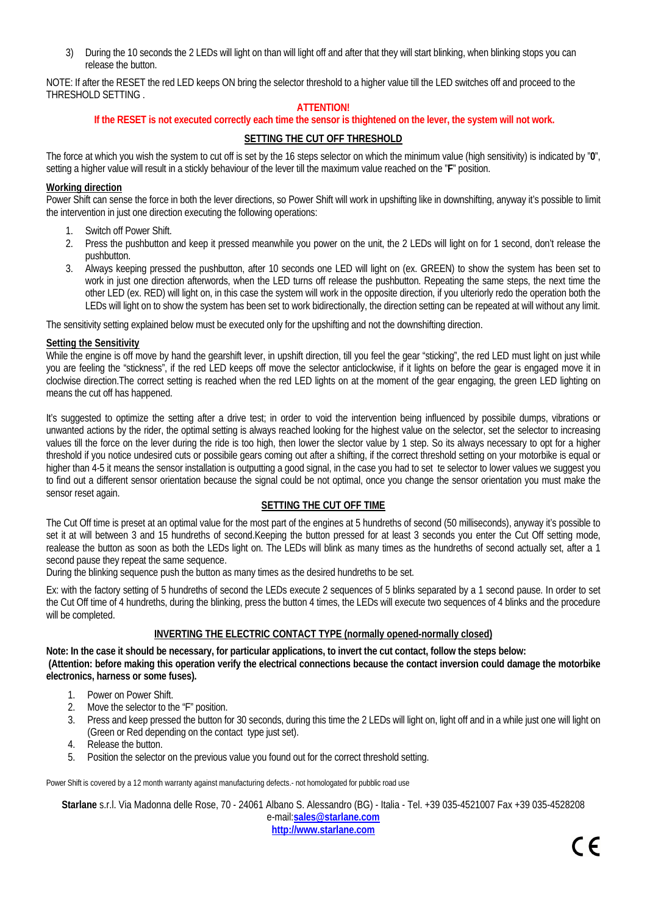3) During the 10 seconds the 2 LEDs will light on than will light off and after that they will start blinking, when blinking stops you can release the button.

NOTE: If after the RESET the red LED keeps ON bring the selector threshold to a higher value till the LED switches off and proceed to the THRESHOLD SETTING .

**ATTENTION!**

**If the RESET is not executed correctly each time the sensor is thightened on the lever, the system will not work.**

## SETTING THE CUT OFF THRESHOLD

The force at which you wish the system to cut off is set by the 16 steps selector on which the minimum value (high sensitivity) is indicated by "**0**", setting a higher value will result in a stickly behaviour of the lever till the maximum value reached on the "**F**" position.

### Working direction

Power Shift can sense the force in both the lever directions, so Power Shift will work in upshifting like in downshifting, anyway it's possible to limit the intervention in just one direction executing the following operations:

1. Switch off Power Shift.
2. Press the pushbutton and keep it pressed meanwhile you power on the unit, the 2 LEDs will light on for 1 second, don't release the pushbutton.
3. Always keeping pressed the pushbutton, after 10 seconds one LED will light on (ex. GREEN) to show the system has been set to work in just one direction afterwords, when the LED turns off release the pushbutton. Repeating the same steps, the next time the other LED (ex. RED) will light on, in this case the system will work in the opposite direction, if you ulteriorly redo the operation both the LEDs will light on to show the system has been set to work bidirectionally, the direction setting can be repeated at will without any limit.

The sensitivity setting explained below must be executed only for the upshifting and not the downshifting direction.

### Setting the Sensitivity

While the engine is off move by hand the gearshift lever, in upshift direction, till you feel the gear "sticking", the red LED must light on just while you are feeling the "stickness", if the red LED keeps off move the selector anticlockwise, if it lights on before the gear is engaged move it in cloclwise direction.The correct setting is reached when the red LED lights on at the moment of the gear engaging, the green LED lighting on means the cut off has happened.

It's suggested to optimize the setting after a drive test; in order to void the intervention being influenced by possibile dumps, vibrations or unwanted actions by the rider, the optimal setting is always reached looking for the highest value on the selector, set the selector to increasing values till the force on the lever during the ride is too high, then lower the slector value by 1 step. So its always necessary to opt for a higher threshold if you notice undesired cuts or possibile gears coming out after a shifting, if the correct threshold setting on your motorbike is equal or higher than 4-5 it means the sensor installation is outputting a good signal, in the case you had to set te selector to lower values we suggest you to find out a different sensor orientation because the signal could be not optimal, once you change the sensor orientation you must make the sensor reset again.

## SETTING THE CUT OFF TIME

The Cut Off time is preset at an optimal value for the most part of the engines at 5 hundreths of second (50 milliseconds), anyway it's possible to set it at will between 3 and 15 hundreths of second.Keeping the button pressed for at least 3 seconds you enter the Cut Off setting mode, realease the button as soon as both the LEDs light on. The LEDs will blink as many times as the hundreths of second actually set, after a 1 second pause they repeat the same sequence.

During the blinking sequence push the button as many times as the desired hundreths to be set.

Ex: with the factory setting of 5 hundreths of second the LEDs execute 2 sequences of 5 blinks separated by a 1 second pause. In order to set the Cut Off time of 4 hundreths, during the blinking, press the button 4 times, the LEDs will execute two sequences of 4 blinks and the procedure will be completed.

## INVERTING THE ELECTRIC CONTACT TYPE (normally opened-normally closed)

**Note: In the case it should be necessary, for particular applications, to invert the cut contact, follow the steps below:**
**(Attention: before making this operation verify the electrical connections because the contact inversion could damage the motorbike electronics, harness or some fuses).**

1. Power on Power Shift.
2. Move the selector to the "F" position.
3. Press and keep pressed the button for 30 seconds, during this time the 2 LEDs will light on, light off and in a while just one will light on (Green or Red depending on the contact type just set).
4. Release the button.
5. Position the selector on the previous value you found out for the correct threshold setting.

Power Shift is covered by a 12 month warranty against manufacturing defects.- not homologated for pubblic road use

**Starlane** s.r.l. Via Madonna delle Rose, 70 - 24061 Albano S. Alessandro (BG) - Italia - Tel. +39 035-4521007 Fax +39 035-4528208
e-mail:**sales@starlane.com**
**http://www.starlane.com**

CE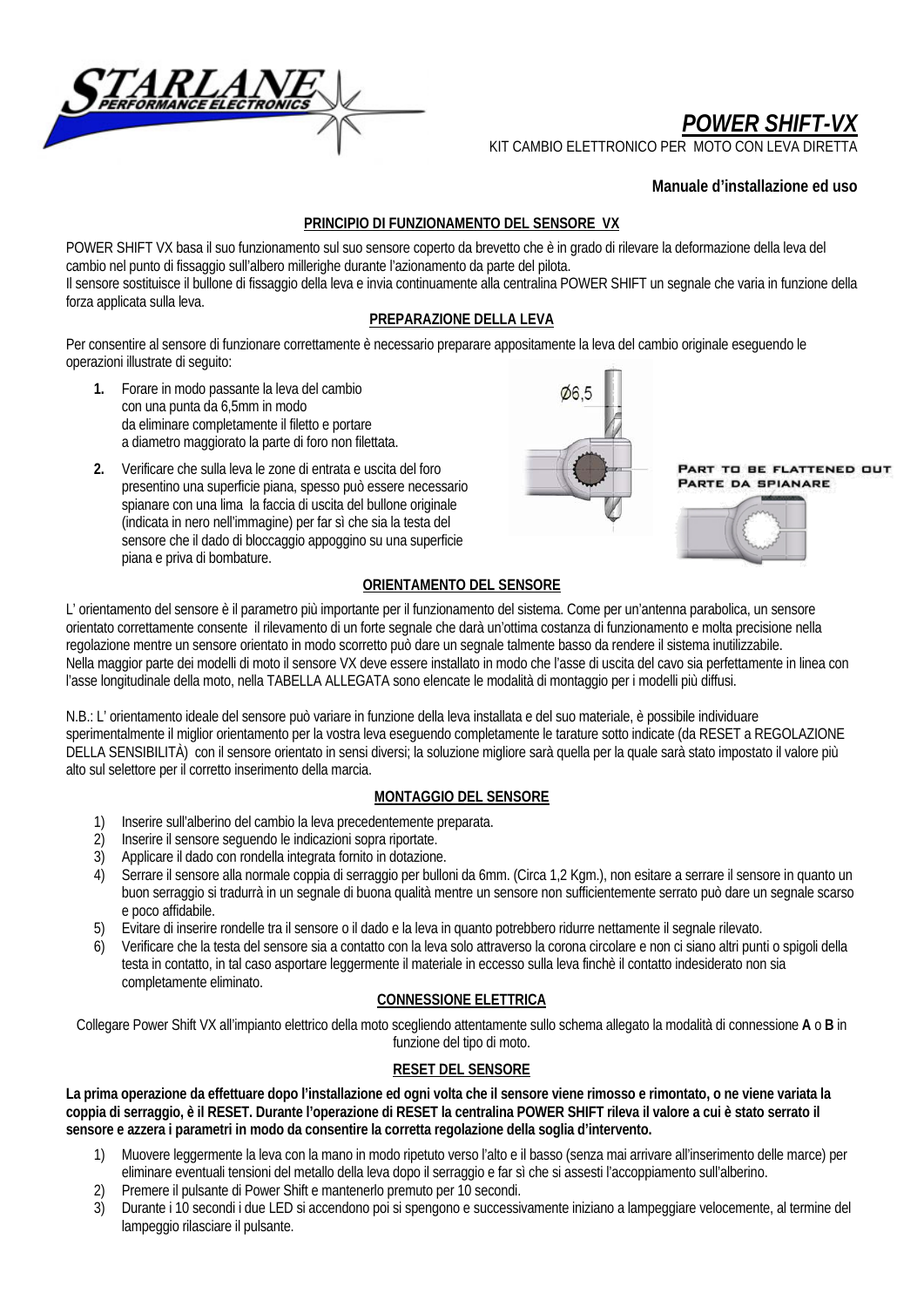# POWER SHIFT-VX

KIT CAMBIO ELETTRONICO PER MOTO CON LEVA DIRETTA

**Manuale d'installazione ed uso**

## PRINCIPIO DI FUNZIONAMENTO DEL SENSORE VX

POWER SHIFT VX basa il suo funzionamento sul suo sensore coperto da brevetto che è in grado di rilevare la deformazione della leva del cambio nel punto di fissaggio sull'albero millerighe durante l'azionamento da parte del pilota.
Il sensore sostituisce il bullone di fissaggio della leva e invia continuamente alla centralina POWER SHIFT un segnale che varia in funzione della forza applicata sulla leva.

## PREPARAZIONE DELLA LEVA

Per consentire al sensore di funzionare correttamente è necessario preparare appositamente la leva del cambio originale eseguendo le operazioni illustrate di seguito:

1. Forare in modo passante la leva del cambio con una punta da 6,5mm in modo da eliminare completamente il filetto e portare a diametro maggiorato la parte di foro non filettata.
2. Verificare che sulla leva le zone di entrata e uscita del foro presentino una superficie piana, spesso può essere necessario spianare con una lima la faccia di uscita del bullone originale (indicata in nero nell'immagine) per far sì che sia la testa del sensore che il dado di bloccaggio appoggino su una superficie piana e priva di bombature.

Ø6,5

PART TO BE FLATTENED OUT
PARTE DA SPIANARE

## ORIENTAMENTO DEL SENSORE

L' orientamento del sensore è il parametro più importante per il funzionamento del sistema. Come per un'antenna parabolica, un sensore orientato correttamente consente il rilevamento di un forte segnale che darà un'ottima costanza di funzionamento e molta precisione nella regolazione mentre un sensore orientato in modo scorretto può dare un segnale talmente basso da rendere il sistema inutilizzabile.
Nella maggior parte dei modelli di moto il sensore VX deve essere installato in modo che l'asse di uscita del cavo sia perfettamente in linea con l'asse longitudinale della moto, nella TABELLA ALLEGATA sono elencate le modalità di montaggio per i modelli più diffusi.

N.B.: L' orientamento ideale del sensore può variare in funzione della leva installata e del suo materiale, è possibile individuare sperimentalmente il miglior orientamento per la vostra leva eseguendo completamente le tarature sotto indicate (da RESET a REGOLAZIONE DELLA SENSIBILITÀ) con il sensore orientato in sensi diversi; la soluzione migliore sarà quella per la quale sarà stato impostato il valore più alto sul selettore per il corretto inserimento della marcia.

## MONTAGGIO DEL SENSORE

1) Inserire sull'alberino del cambio la leva precedentemente preparata.
2) Inserire il sensore seguendo le indicazioni sopra riportate.
3) Applicare il dado con rondella integrata fornito in dotazione.
4) Serrare il sensore alla normale coppia di serraggio per bulloni da 6mm. (Circa 1,2 Kgm.), non esitare a serrare il sensore in quanto un buon serraggio si tradurrà in un segnale di buona qualità mentre un sensore non sufficientemente serrato può dare un segnale scarso e poco affidabile.
5) Evitare di inserire rondelle tra il sensore o il dado e la leva in quanto potrebbero ridurre nettamente il segnale rilevato.
6) Verificare che la testa del sensore sia a contatto con la leva solo attraverso la corona circolare e non ci siano altri punti o spigoli della testa in contatto, in tal caso asportare leggermente il materiale in eccesso sulla leva finchè il contatto indesiderato non sia completamente eliminato.

## CONNESSIONE ELETTRICA

Collegare Power Shift VX all'impianto elettrico della moto scegliendo attentamente sullo schema allegato la modalità di connessione **A** o **B** in funzione del tipo di moto.

## RESET DEL SENSORE

**La prima operazione da effettuare dopo l'installazione ed ogni volta che il sensore viene rimosso e rimontato, o ne viene variata la coppia di serraggio, è il RESET. Durante l'operazione di RESET la centralina POWER SHIFT rileva il valore a cui è stato serrato il sensore e azzera i parametri in modo da consentire la corretta regolazione della soglia d'intervento.**

1) Muovere leggermente la leva con la mano in modo ripetuto verso l'alto e il basso (senza mai arrivare all'inserimento delle marce) per eliminare eventuali tensioni del metallo della leva dopo il serraggio e far sì che si assesti l'accoppiamento sull'alberino.
2) Premere il pulsante di Power Shift e mantenerlo premuto per 10 secondi.
3) Durante i 10 secondi i due LED si accendono poi si spengono e successivamente iniziano a lampeggiare velocemente, al termine del lampeggio rilasciare il pulsante.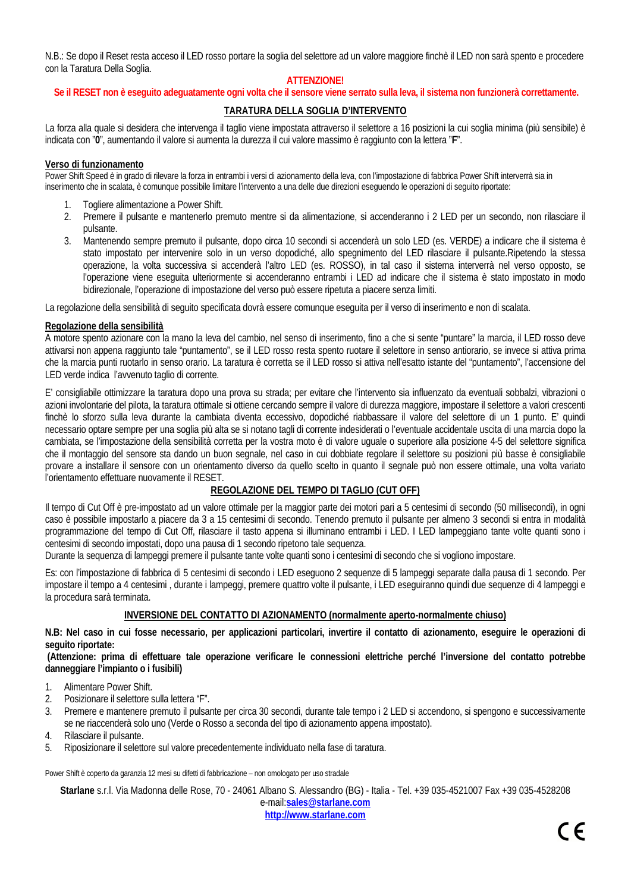N.B.: Se dopo il Reset resta acceso il LED rosso portare la soglia del selettore ad un valore maggiore finchè il LED non sarà spento e procedere con la Taratura Della Soglia.

**ATTENZIONE!**

**Se il RESET non è eseguito adeguatamente ogni volta che il sensore viene serrato sulla leva, il sistema non funzionerà correttamente.**

## TARATURA DELLA SOGLIA D'INTERVENTO

La forza alla quale si desidera che intervenga il taglio viene impostata attraverso il selettore a 16 posizioni la cui soglia minima (più sensibile) è indicata con "**0**", aumentando il valore si aumenta la durezza il cui valore massimo è raggiunto con la lettera "**F**".

### Verso di funzionamento

Power Shift Speed è in grado di rilevare la forza in entrambi i versi di azionamento della leva, con l'impostazione di fabbrica Power Shift interverrà sia in inserimento che in scalata, è comunque possibile limitare l'intervento a una delle due direzioni eseguendo le operazioni di seguito riportate:

1. Togliere alimentazione a Power Shift.
2. Premere il pulsante e mantenerlo premuto mentre si da alimentazione, si accenderanno i 2 LED per un secondo, non rilasciare il pulsante.
3. Mantenendo sempre premuto il pulsante, dopo circa 10 secondi si accenderà un solo LED (es. VERDE) a indicare che il sistema è stato impostato per intervenire solo in un verso dopodiché, allo spegnimento del LED rilasciare il pulsante.Ripetendo la stessa operazione, la volta successiva si accenderà l'altro LED (es. ROSSO), in tal caso il sistema interverrà nel verso opposto, se l'operazione viene eseguita ulteriormente si accenderanno entrambi i LED ad indicare che il sistema è stato impostato in modo bidirezionale, l'operazione di impostazione del verso può essere ripetuta a piacere senza limiti.

La regolazione della sensibilità di seguito specificata dovrà essere comunque eseguita per il verso di inserimento e non di scalata.

### Regolazione della sensibilità

A motore spento azionare con la mano la leva del cambio, nel senso di inserimento, fino a che si sente "puntare" la marcia, il LED rosso deve attivarsi non appena raggiunto tale "puntamento", se il LED rosso resta spento ruotare il selettore in senso antiorario, se invece si attiva prima che la marcia punti ruotarlo in senso orario. La taratura è corretta se il LED rosso si attiva nell'esatto istante del "puntamento", l'accensione del LED verde indica l'avvenuto taglio di corrente.

E' consigliabile ottimizzare la taratura dopo una prova su strada; per evitare che l'intervento sia influenzato da eventuali sobbalzi, vibrazioni o azioni involontarie del pilota, la taratura ottimale si ottiene cercando sempre il valore di durezza maggiore, impostare il selettore a valori crescenti finchè lo sforzo sulla leva durante la cambiata diventa eccessivo, dopodiché riabbassare il valore del selettore di un 1 punto. E' quindi necessario optare sempre per una soglia più alta se si notano tagli di corrente indesiderati o l'eventuale accidentale uscita di una marcia dopo la cambiata, se l'impostazione della sensibilità corretta per la vostra moto è di valore uguale o superiore alla posizione 4-5 del selettore significa che il montaggio del sensore sta dando un buon segnale, nel caso in cui dobbiate regolare il selettore su posizioni più basse è consigliabile provare a installare il sensore con un orientamento diverso da quello scelto in quanto il segnale può non essere ottimale, una volta variato l'orientamento effettuare nuovamente il RESET.

## REGOLAZIONE DEL TEMPO DI TAGLIO (CUT OFF)

Il tempo di Cut Off è pre-impostato ad un valore ottimale per la maggior parte dei motori pari a 5 centesimi di secondo (50 millisecondi), in ogni caso è possibile impostarlo a piacere da 3 a 15 centesimi di secondo. Tenendo premuto il pulsante per almeno 3 secondi si entra in modalità programmazione del tempo di Cut Off, rilasciare il tasto appena si illuminano entrambi i LED. I LED lampeggiano tante volte quanti sono i centesimi di secondo impostati, dopo una pausa di 1 secondo ripetono tale sequenza.

Durante la sequenza di lampeggi premere il pulsante tante volte quanti sono i centesimi di secondo che si vogliono impostare.

Es: con l'impostazione di fabbrica di 5 centesimi di secondo i LED eseguono 2 sequenze di 5 lampeggi separate dalla pausa di 1 secondo. Per impostare il tempo a 4 centesimi , durante i lampeggi, premere quattro volte il pulsante, i LED eseguiranno quindi due sequenze di 4 lampeggi e la procedura sarà terminata.

## INVERSIONE DEL CONTATTO DI AZIONAMENTO (normalmente aperto-normalmente chiuso)

**N.B: Nel caso in cui fosse necessario, per applicazioni particolari, invertire il contatto di azionamento, eseguire le operazioni di seguito riportate:**

**(Attenzione: prima di effettuare tale operazione verificare le connessioni elettriche perché l'inversione del contatto potrebbe danneggiare l'impianto o i fusibili)**

1. Alimentare Power Shift.
2. Posizionare il selettore sulla lettera "F".
3. Premere e mantenere premuto il pulsante per circa 30 secondi, durante tale tempo i 2 LED si accendono, si spengono e successivamente se ne riaccenderà solo uno (Verde o Rosso a seconda del tipo di azionamento appena impostato).
4. Rilasciare il pulsante.
5. Riposizionare il selettore sul valore precedentemente individuato nella fase di taratura.

Power Shift è coperto da garanzia 12 mesi su difetti di fabbricazione – non omologato per uso stradale

**Starlane** s.r.l. Via Madonna delle Rose, 70 - 24061 Albano S. Alessandro (BG) - Italia - Tel. +39 035-4521007 Fax +39 035-4528208
e-mail:**sales@starlane.com**
**http://www.starlane.com**

CE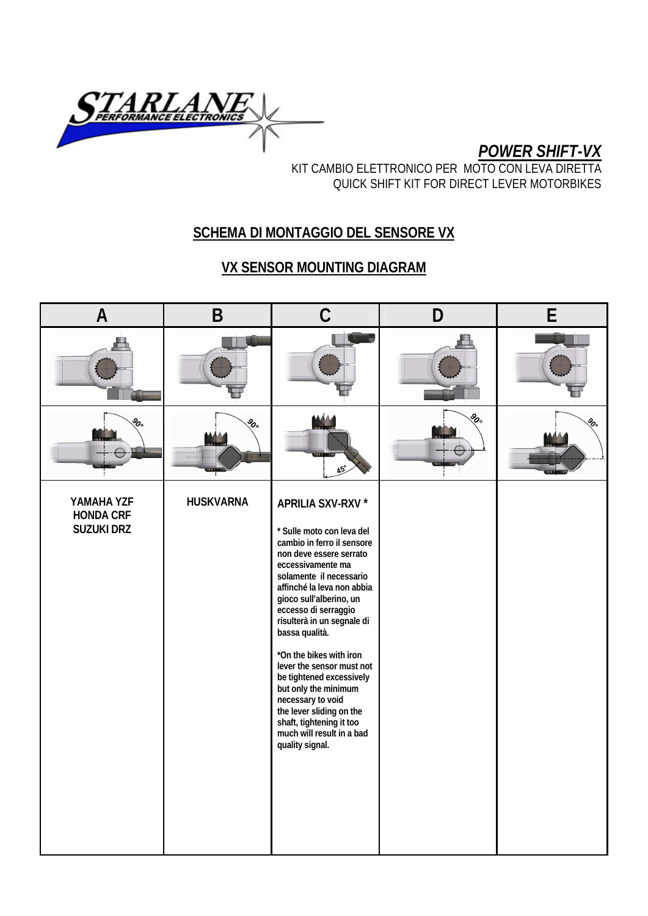*POWER SHIFT-VX*

KIT CAMBIO ELETTRONICO PER MOTO CON LEVA DIRETTA

QUICK SHIFT KIT FOR DIRECT LEVER MOTORBIKES

## SCHEMA DI MONTAGGIO DEL SENSORE VX

## VX SENSOR MOUNTING DIAGRAM

| A | B | C | D | E |
|---|---|---|---|---|
| | | | | |
| 90° | 90° | 45° | 90° | 90° |
| **YAMAHA YZF<br>HONDA CRF<br>SUZUKI DRZ** | **HUSKVARNA** | **APRILIA SXV-RXV \***<br><br>**\* Sulle moto con leva del cambio in ferro il sensore non deve essere serrato eccessivamente ma solamente il necessario affinché la leva non abbia gioco sull'alberino, un eccesso di serraggio risulterà in un segnale di bassa qualità.**<br><br>**\*On the bikes with iron lever the sensor must not be tightened excessively but only the minimum necessary to void the lever sliding on the shaft, tightening it too much will result in a bad quality signal.** | | |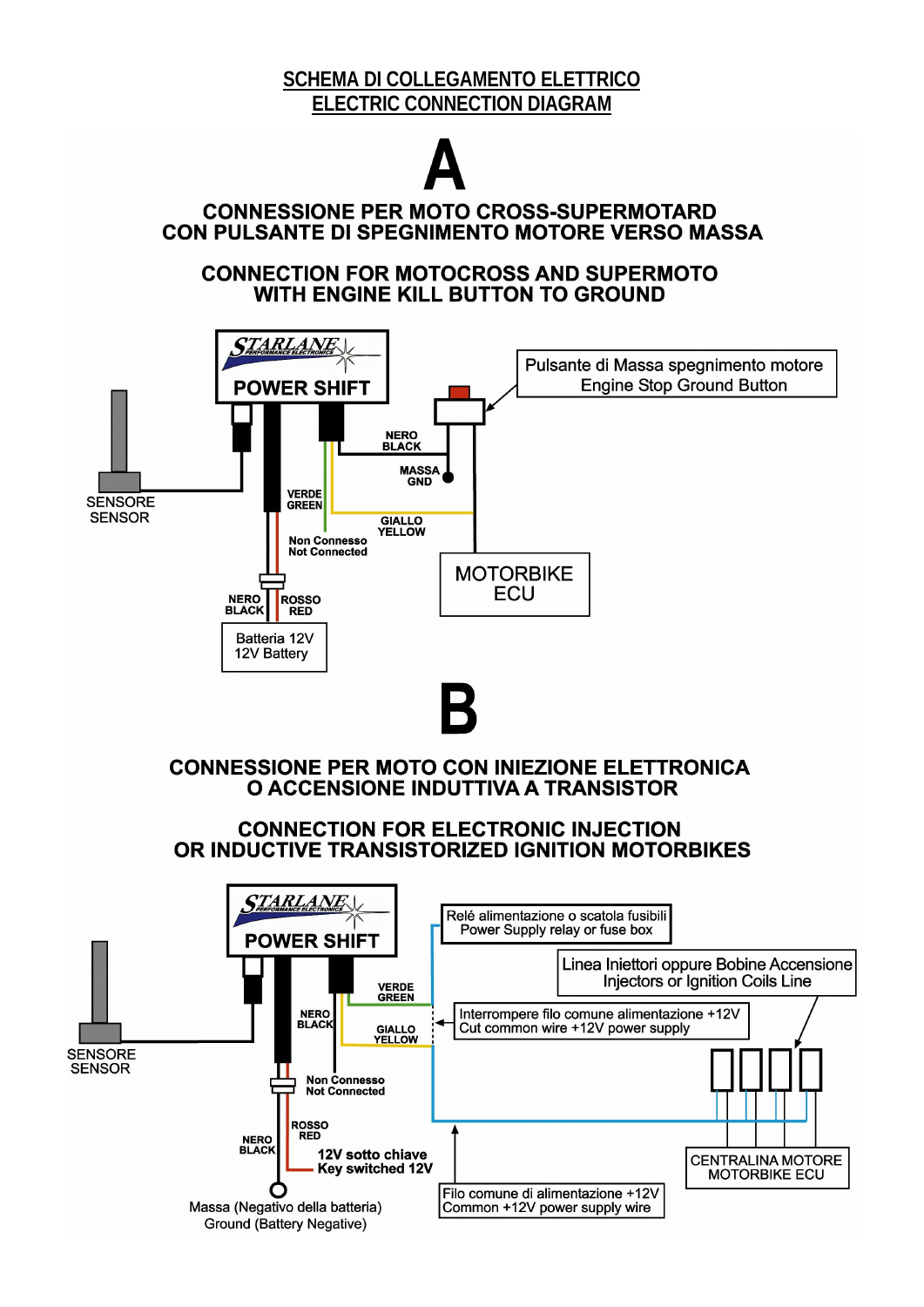# SCHEMA DI COLLEGAMENTO ELETTRICO
# ELECTRIC CONNECTION DIAGRAM

## A

### CONNESSIONE PER MOTO CROSS-SUPERMOTARD CON PULSANTE DI SPEGNIMENTO MOTORE VERSO MASSA

### CONNECTION FOR MOTOCROSS AND SUPERMOTO WITH ENGINE KILL BUTTON TO GROUND

STARLANE PERFORMANCE ELECTRONICS
POWER SHIFT

SENSORE
SENSOR

Pulsante di Massa spegnimento motore
Engine Stop Ground Button

NERO
BLACK

MASSA
GND

VERDE
GREEN

GIALLO
YELLOW

Non Connesso
Not Connected

MOTORBIKE
ECU

NERO
BLACK

ROSSO
RED

Batteria 12V
12V Battery

## B

### CONNESSIONE PER MOTO CON INIEZIONE ELETTRONICA O ACCENSIONE INDUTTIVA A TRANSISTOR

### CONNECTION FOR ELECTRONIC INJECTION OR INDUCTIVE TRANSISTORIZED IGNITION MOTORBIKES

STARLANE PERFORMANCE ELECTRONICS
POWER SHIFT

Relé alimentazione o scatola fusibili
Power Supply relay or fuse box

Linea Iniettori oppure Bobine Accensione
Injectors or Ignition Coils Line

VERDE
GREEN

NERO
BLACK

GIALLO
YELLOW

Interrompere filo comune alimentazione +12V
Cut common wire +12V power supply

SENSORE
SENSOR

Non Connesso
Not Connected

ROSSO
RED

NERO
BLACK

12V sotto chiave
Key switched 12V

CENTRALINA MOTORE
MOTORBIKE ECU

Filo comune di alimentazione +12V
Common +12V power supply wire

Massa (Negativo della batteria)
Ground (Battery Negative)